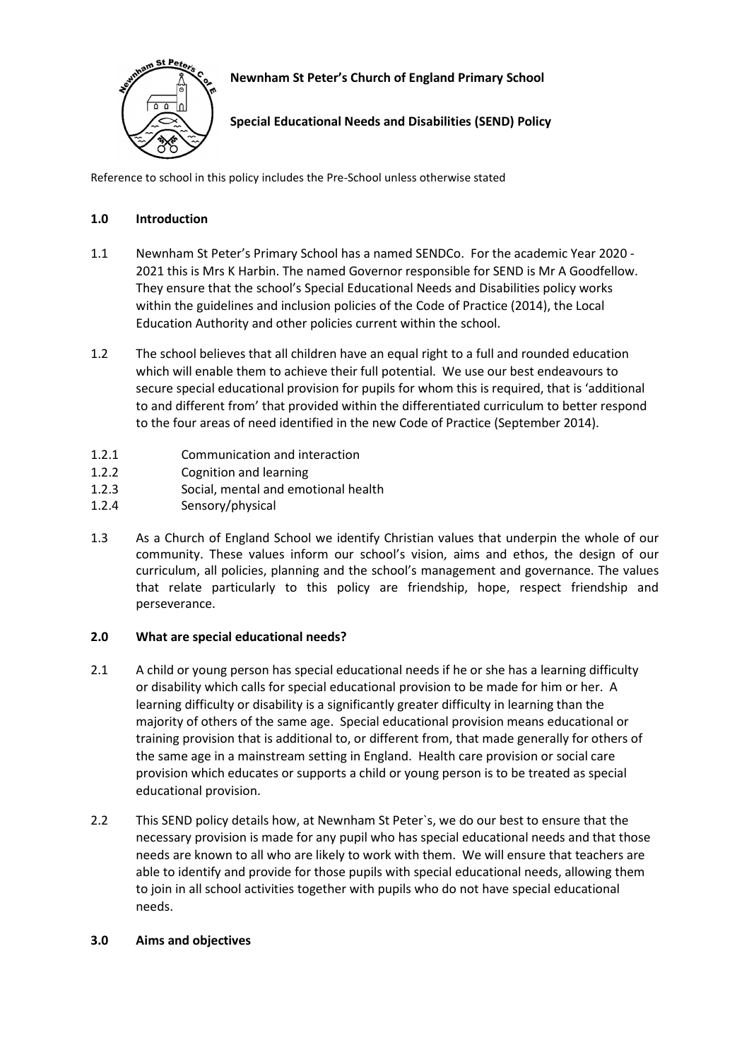**Newnham St Peter's Church of England Primary School**

**Special Educational Needs and Disabilities (SEND) Policy**

Reference to school in this policy includes the Pre-School unless otherwise stated

## 1.0 Introduction

1.1 Newnham St Peter's Primary School has a named SENDCo. For the academic Year 2020 - 2021 this is Mrs K Harbin. The named Governor responsible for SEND is Mr A Goodfellow. They ensure that the school's Special Educational Needs and Disabilities policy works within the guidelines and inclusion policies of the Code of Practice (2014), the Local Education Authority and other policies current within the school.

1.2 The school believes that all children have an equal right to a full and rounded education which will enable them to achieve their full potential. We use our best endeavours to secure special educational provision for pupils for whom this is required, that is 'additional to and different from' that provided within the differentiated curriculum to better respond to the four areas of need identified in the new Code of Practice (September 2014).

1.2.1 Communication and interaction

1.2.2 Cognition and learning

1.2.3 Social, mental and emotional health

1.2.4 Sensory/physical

1.3 As a Church of England School we identify Christian values that underpin the whole of our community. These values inform our school's vision, aims and ethos, the design of our curriculum, all policies, planning and the school's management and governance. The values that relate particularly to this policy are friendship, hope, respect friendship and perseverance.

## 2.0 What are special educational needs?

2.1 A child or young person has special educational needs if he or she has a learning difficulty or disability which calls for special educational provision to be made for him or her. A learning difficulty or disability is a significantly greater difficulty in learning than the majority of others of the same age. Special educational provision means educational or training provision that is additional to, or different from, that made generally for others of the same age in a mainstream setting in England. Health care provision or social care provision which educates or supports a child or young person is to be treated as special educational provision.

2.2 This SEND policy details how, at Newnham St Peter`s, we do our best to ensure that the necessary provision is made for any pupil who has special educational needs and that those needs are known to all who are likely to work with them. We will ensure that teachers are able to identify and provide for those pupils with special educational needs, allowing them to join in all school activities together with pupils who do not have special educational needs.

## 3.0 Aims and objectives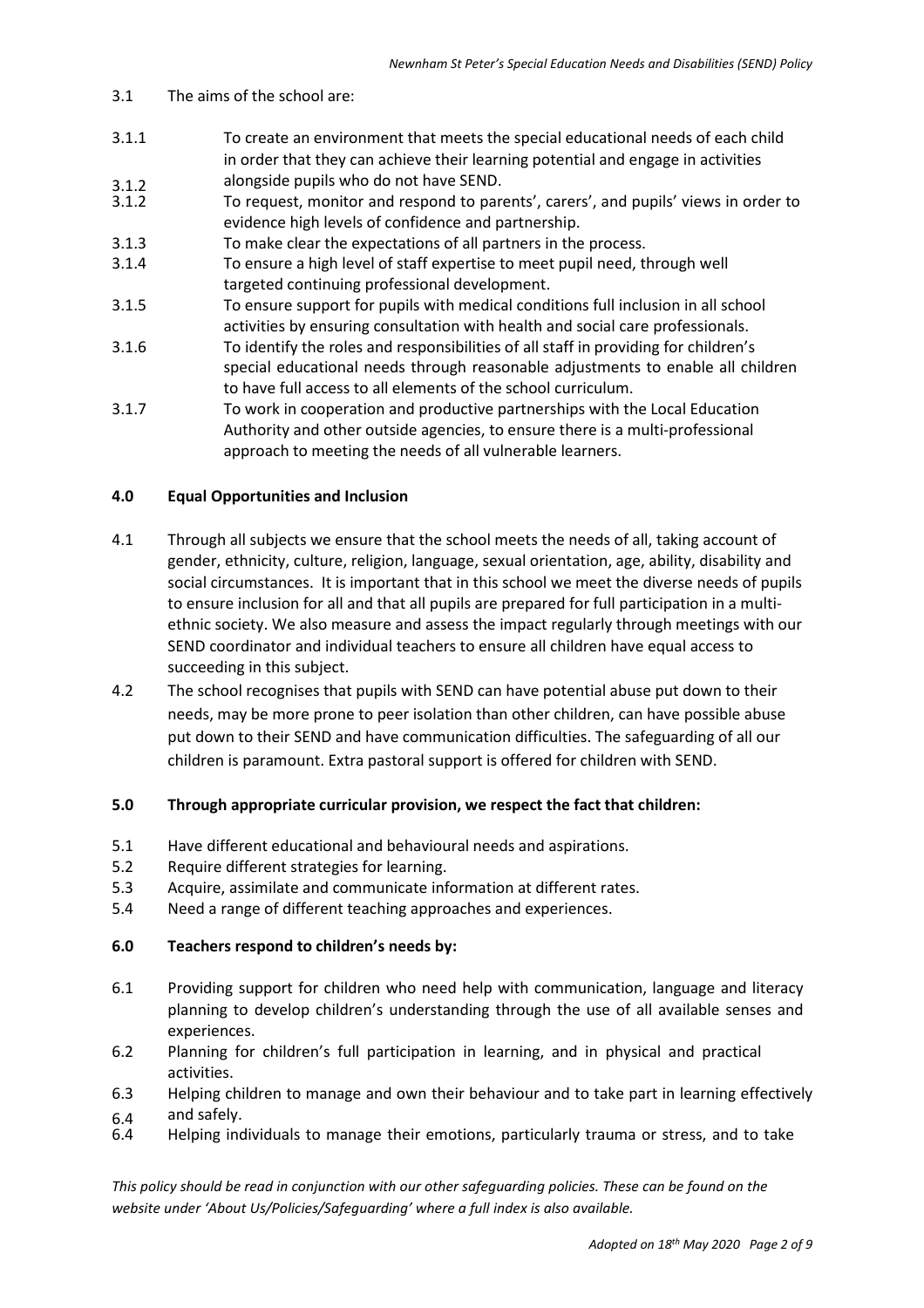3.1 The aims of the school are:

3.1.1 To create an environment that meets the special educational needs of each child in order that they can achieve their learning potential and engage in activities alongside pupils who do not have SEND.

3.1.2 To request, monitor and respond to parents', carers', and pupils' views in order to evidence high levels of confidence and partnership.

3.1.3 To make clear the expectations of all partners in the process.

3.1.4 To ensure a high level of staff expertise to meet pupil need, through well targeted continuing professional development.

3.1.5 To ensure support for pupils with medical conditions full inclusion in all school activities by ensuring consultation with health and social care professionals.

3.1.6 To identify the roles and responsibilities of all staff in providing for children's special educational needs through reasonable adjustments to enable all children to have full access to all elements of the school curriculum.

3.1.7 To work in cooperation and productive partnerships with the Local Education Authority and other outside agencies, to ensure there is a multi-professional approach to meeting the needs of all vulnerable learners.

## 4.0 Equal Opportunities and Inclusion

4.1 Through all subjects we ensure that the school meets the needs of all, taking account of gender, ethnicity, culture, religion, language, sexual orientation, age, ability, disability and social circumstances. It is important that in this school we meet the diverse needs of pupils to ensure inclusion for all and that all pupils are prepared for full participation in a multi-ethnic society. We also measure and assess the impact regularly through meetings with our SEND coordinator and individual teachers to ensure all children have equal access to succeeding in this subject.

4.2 The school recognises that pupils with SEND can have potential abuse put down to their needs, may be more prone to peer isolation than other children, can have possible abuse put down to their SEND and have communication difficulties. The safeguarding of all our children is paramount. Extra pastoral support is offered for children with SEND.

## 5.0 Through appropriate curricular provision, we respect the fact that children:

5.1 Have different educational and behavioural needs and aspirations.

5.2 Require different strategies for learning.

5.3 Acquire, assimilate and communicate information at different rates.

5.4 Need a range of different teaching approaches and experiences.

## 6.0 Teachers respond to children's needs by:

6.1 Providing support for children who need help with communication, language and literacy planning to develop children's understanding through the use of all available senses and experiences.

6.2 Planning for children's full participation in learning, and in physical and practical activities.

6.3 Helping children to manage and own their behaviour and to take part in learning effectively and safely.

6.4 Helping individuals to manage their emotions, particularly trauma or stress, and to take

*This policy should be read in conjunction with our other safeguarding policies. These can be found on the website under 'About Us/Policies/Safeguarding' where a full index is also available.*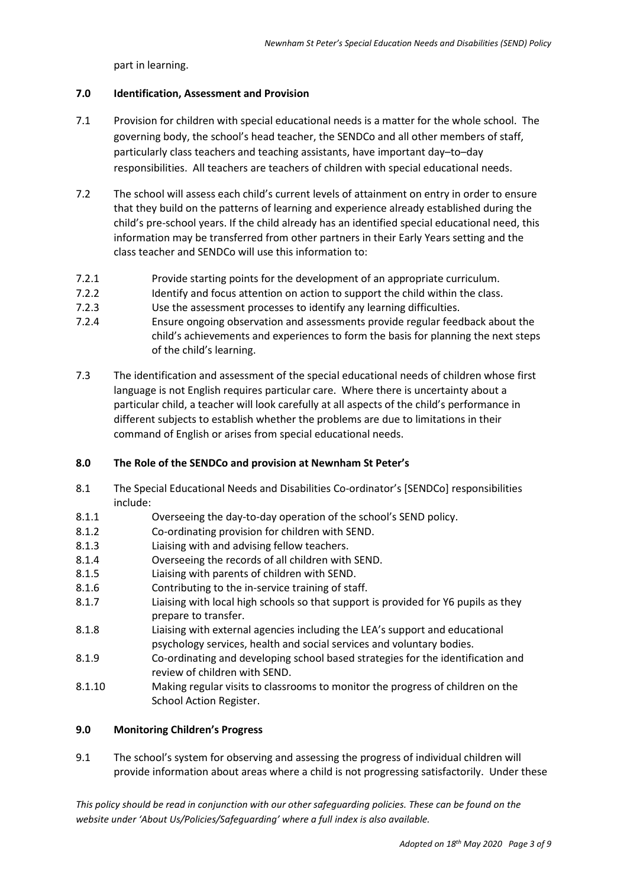part in learning.

## 7.0 Identification, Assessment and Provision

7.1 Provision for children with special educational needs is a matter for the whole school. The governing body, the school's head teacher, the SENDCo and all other members of staff, particularly class teachers and teaching assistants, have important day–to–day responsibilities. All teachers are teachers of children with special educational needs.

7.2 The school will assess each child's current levels of attainment on entry in order to ensure that they build on the patterns of learning and experience already established during the child's pre-school years. If the child already has an identified special educational need, this information may be transferred from other partners in their Early Years setting and the class teacher and SENDCo will use this information to:

7.2.1 Provide starting points for the development of an appropriate curriculum.

7.2.2 Identify and focus attention on action to support the child within the class.

7.2.3 Use the assessment processes to identify any learning difficulties.

7.2.4 Ensure ongoing observation and assessments provide regular feedback about the child's achievements and experiences to form the basis for planning the next steps of the child's learning.

7.3 The identification and assessment of the special educational needs of children whose first language is not English requires particular care. Where there is uncertainty about a particular child, a teacher will look carefully at all aspects of the child's performance in different subjects to establish whether the problems are due to limitations in their command of English or arises from special educational needs.

## 8.0 The Role of the SENDCo and provision at Newnham St Peter's

8.1 The Special Educational Needs and Disabilities Co-ordinator's [SENDCo] responsibilities include:

8.1.1 Overseeing the day-to-day operation of the school's SEND policy.

8.1.2 Co-ordinating provision for children with SEND.

8.1.3 Liaising with and advising fellow teachers.

8.1.4 Overseeing the records of all children with SEND.

8.1.5 Liaising with parents of children with SEND.

8.1.6 Contributing to the in-service training of staff.

8.1.7 Liaising with local high schools so that support is provided for Y6 pupils as they prepare to transfer.

8.1.8 Liaising with external agencies including the LEA's support and educational psychology services, health and social services and voluntary bodies.

8.1.9 Co-ordinating and developing school based strategies for the identification and review of children with SEND.

8.1.10 Making regular visits to classrooms to monitor the progress of children on the School Action Register.

## 9.0 Monitoring Children's Progress

9.1 The school's system for observing and assessing the progress of individual children will provide information about areas where a child is not progressing satisfactorily. Under these

*This policy should be read in conjunction with our other safeguarding policies. These can be found on the website under 'About Us/Policies/Safeguarding' where a full index is also available.*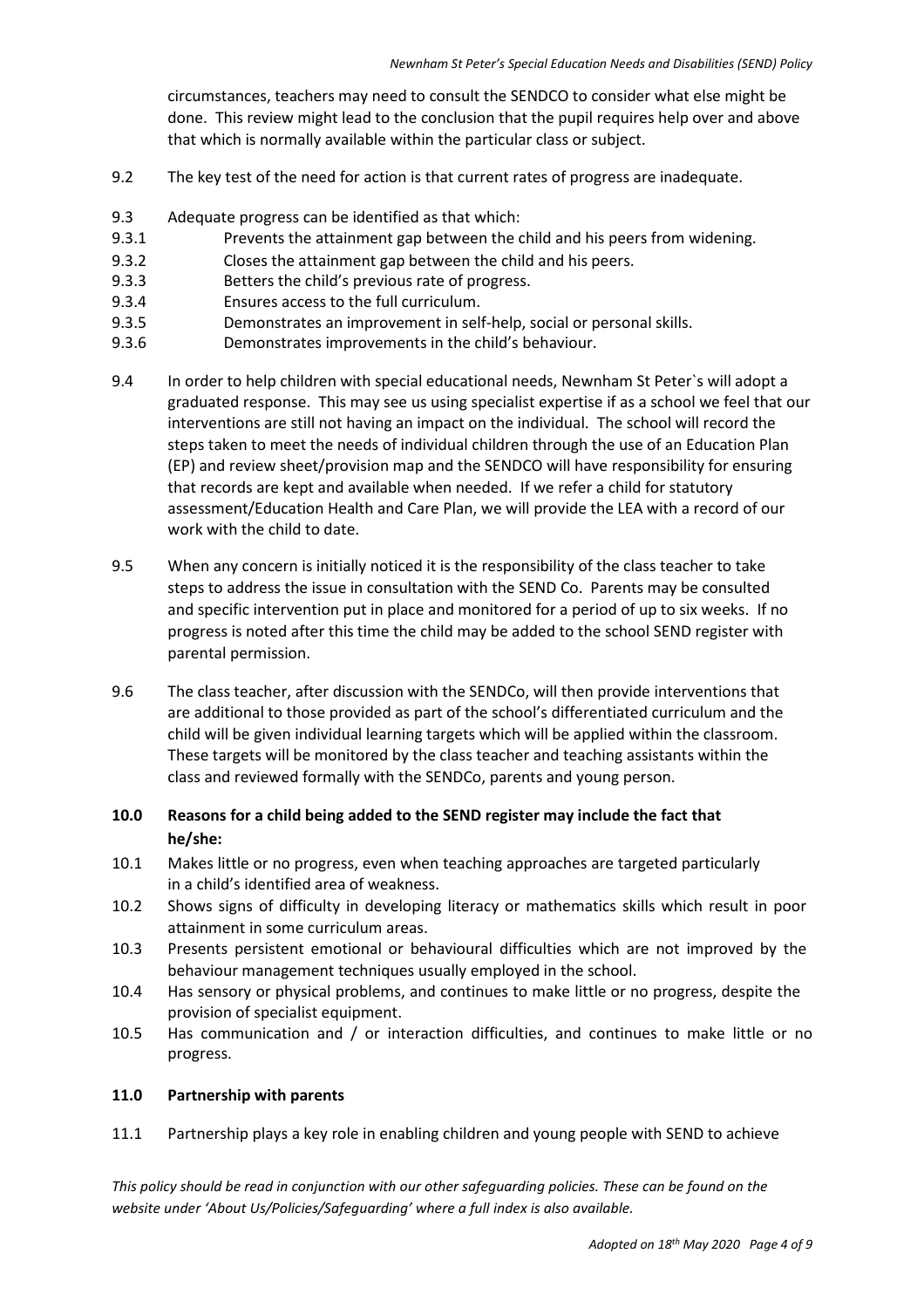circumstances, teachers may need to consult the SENDCO to consider what else might be done. This review might lead to the conclusion that the pupil requires help over and above that which is normally available within the particular class or subject.

9.2 The key test of the need for action is that current rates of progress are inadequate.

9.3 Adequate progress can be identified as that which:

9.3.1 Prevents the attainment gap between the child and his peers from widening.

9.3.2 Closes the attainment gap between the child and his peers.

9.3.3 Betters the child's previous rate of progress.

9.3.4 Ensures access to the full curriculum.

9.3.5 Demonstrates an improvement in self-help, social or personal skills.

9.3.6 Demonstrates improvements in the child's behaviour.

9.4 In order to help children with special educational needs, Newnham St Peter`s will adopt a graduated response. This may see us using specialist expertise if as a school we feel that our interventions are still not having an impact on the individual. The school will record the steps taken to meet the needs of individual children through the use of an Education Plan (EP) and review sheet/provision map and the SENDCO will have responsibility for ensuring that records are kept and available when needed. If we refer a child for statutory assessment/Education Health and Care Plan, we will provide the LEA with a record of our work with the child to date.

9.5 When any concern is initially noticed it is the responsibility of the class teacher to take steps to address the issue in consultation with the SEND Co. Parents may be consulted and specific intervention put in place and monitored for a period of up to six weeks. If no progress is noted after this time the child may be added to the school SEND register with parental permission.

9.6 The class teacher, after discussion with the SENDCo, will then provide interventions that are additional to those provided as part of the school's differentiated curriculum and the child will be given individual learning targets which will be applied within the classroom. These targets will be monitored by the class teacher and teaching assistants within the class and reviewed formally with the SENDCo, parents and young person.

## 10.0 Reasons for a child being added to the SEND register may include the fact that he/she:

10.1 Makes little or no progress, even when teaching approaches are targeted particularly in a child's identified area of weakness.

10.2 Shows signs of difficulty in developing literacy or mathematics skills which result in poor attainment in some curriculum areas.

10.3 Presents persistent emotional or behavioural difficulties which are not improved by the behaviour management techniques usually employed in the school.

10.4 Has sensory or physical problems, and continues to make little or no progress, despite the provision of specialist equipment.

10.5 Has communication and / or interaction difficulties, and continues to make little or no progress.

## 11.0 Partnership with parents

11.1 Partnership plays a key role in enabling children and young people with SEND to achieve

*This policy should be read in conjunction with our other safeguarding policies. These can be found on the website under 'About Us/Policies/Safeguarding' where a full index is also available.*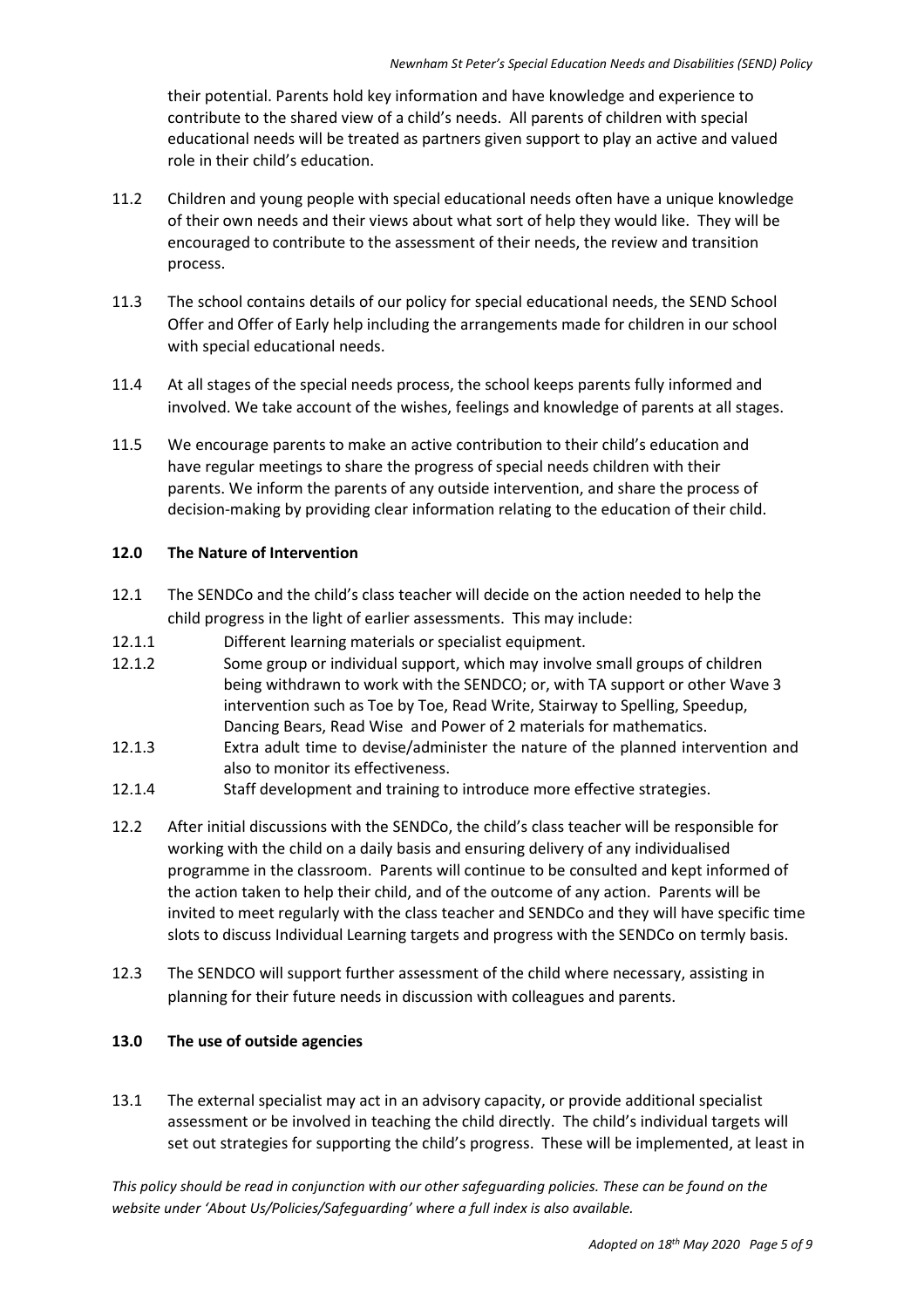their potential. Parents hold key information and have knowledge and experience to contribute to the shared view of a child's needs. All parents of children with special educational needs will be treated as partners given support to play an active and valued role in their child's education.

11.2 Children and young people with special educational needs often have a unique knowledge of their own needs and their views about what sort of help they would like. They will be encouraged to contribute to the assessment of their needs, the review and transition process.

11.3 The school contains details of our policy for special educational needs, the SEND School Offer and Offer of Early help including the arrangements made for children in our school with special educational needs.

11.4 At all stages of the special needs process, the school keeps parents fully informed and involved. We take account of the wishes, feelings and knowledge of parents at all stages.

11.5 We encourage parents to make an active contribution to their child's education and have regular meetings to share the progress of special needs children with their parents. We inform the parents of any outside intervention, and share the process of decision-making by providing clear information relating to the education of their child.

**12.0 The Nature of Intervention**

12.1 The SENDCo and the child's class teacher will decide on the action needed to help the child progress in the light of earlier assessments. This may include:

12.1.1 Different learning materials or specialist equipment.

12.1.2 Some group or individual support, which may involve small groups of children being withdrawn to work with the SENDCO; or, with TA support or other Wave 3 intervention such as Toe by Toe, Read Write, Stairway to Spelling, Speedup, Dancing Bears, Read Wise and Power of 2 materials for mathematics.

12.1.3 Extra adult time to devise/administer the nature of the planned intervention and also to monitor its effectiveness.

12.1.4 Staff development and training to introduce more effective strategies.

12.2 After initial discussions with the SENDCo, the child's class teacher will be responsible for working with the child on a daily basis and ensuring delivery of any individualised programme in the classroom. Parents will continue to be consulted and kept informed of the action taken to help their child, and of the outcome of any action. Parents will be invited to meet regularly with the class teacher and SENDCo and they will have specific time slots to discuss Individual Learning targets and progress with the SENDCo on termly basis.

12.3 The SENDCO will support further assessment of the child where necessary, assisting in planning for their future needs in discussion with colleagues and parents.

**13.0 The use of outside agencies**

13.1 The external specialist may act in an advisory capacity, or provide additional specialist assessment or be involved in teaching the child directly. The child's individual targets will set out strategies for supporting the child's progress. These will be implemented, at least in

*This policy should be read in conjunction with our other safeguarding policies. These can be found on the website under 'About Us/Policies/Safeguarding' where a full index is also available.*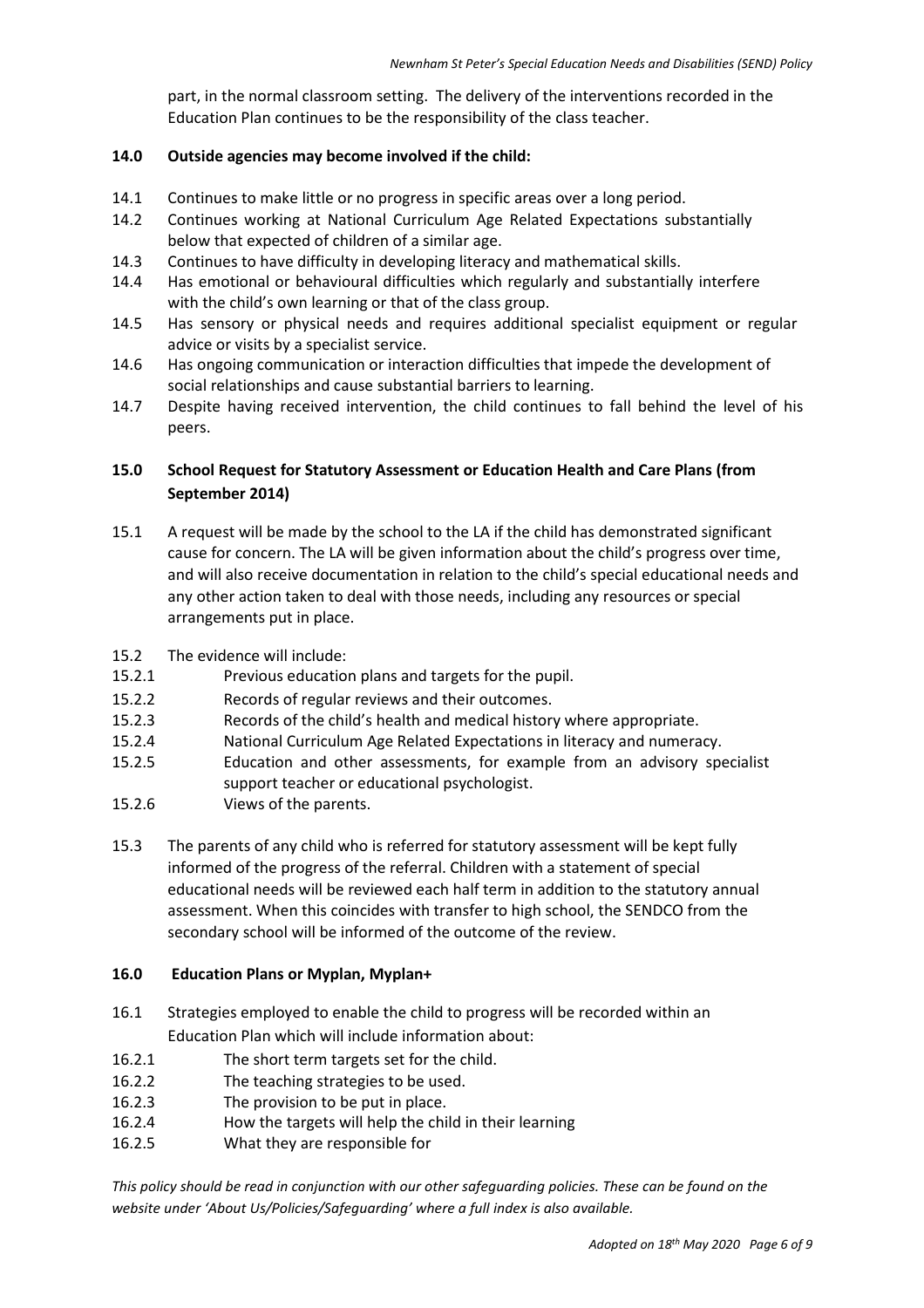part, in the normal classroom setting. The delivery of the interventions recorded in the Education Plan continues to be the responsibility of the class teacher.

**14.0 Outside agencies may become involved if the child:**

14.1 Continues to make little or no progress in specific areas over a long period.
14.2 Continues working at National Curriculum Age Related Expectations substantially below that expected of children of a similar age.
14.3 Continues to have difficulty in developing literacy and mathematical skills.
14.4 Has emotional or behavioural difficulties which regularly and substantially interfere with the child's own learning or that of the class group.
14.5 Has sensory or physical needs and requires additional specialist equipment or regular advice or visits by a specialist service.
14.6 Has ongoing communication or interaction difficulties that impede the development of social relationships and cause substantial barriers to learning.
14.7 Despite having received intervention, the child continues to fall behind the level of his peers.

**15.0 School Request for Statutory Assessment or Education Health and Care Plans (from September 2014)**

15.1 A request will be made by the school to the LA if the child has demonstrated significant cause for concern. The LA will be given information about the child's progress over time, and will also receive documentation in relation to the child's special educational needs and any other action taken to deal with those needs, including any resources or special arrangements put in place.

15.2 The evidence will include:
15.2.1 Previous education plans and targets for the pupil.
15.2.2 Records of regular reviews and their outcomes.
15.2.3 Records of the child's health and medical history where appropriate.
15.2.4 National Curriculum Age Related Expectations in literacy and numeracy.
15.2.5 Education and other assessments, for example from an advisory specialist support teacher or educational psychologist.
15.2.6 Views of the parents.

15.3 The parents of any child who is referred for statutory assessment will be kept fully informed of the progress of the referral. Children with a statement of special educational needs will be reviewed each half term in addition to the statutory annual assessment. When this coincides with transfer to high school, the SENDCO from the secondary school will be informed of the outcome of the review.

**16.0 Education Plans or Myplan, Myplan+**

16.1 Strategies employed to enable the child to progress will be recorded within an Education Plan which will include information about:
16.2.1 The short term targets set for the child.
16.2.2 The teaching strategies to be used.
16.2.3 The provision to be put in place.
16.2.4 How the targets will help the child in their learning
16.2.5 What they are responsible for

*This policy should be read in conjunction with our other safeguarding policies. These can be found on the website under 'About Us/Policies/Safeguarding' where a full index is also available.*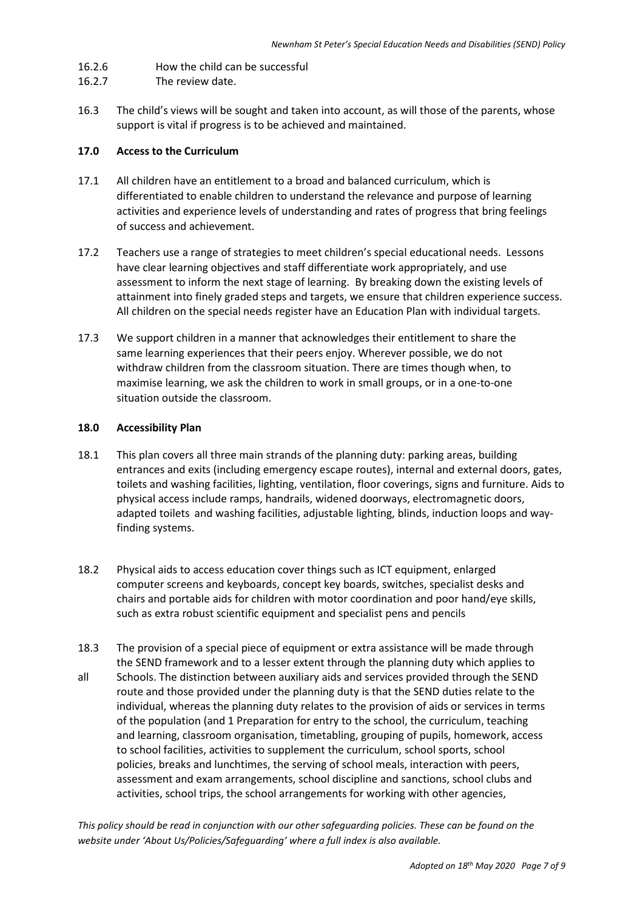16.2.6 How the child can be successful

16.2.7 The review date.

16.3 The child's views will be sought and taken into account, as will those of the parents, whose support is vital if progress is to be achieved and maintained.

**17.0 Access to the Curriculum**

17.1 All children have an entitlement to a broad and balanced curriculum, which is differentiated to enable children to understand the relevance and purpose of learning activities and experience levels of understanding and rates of progress that bring feelings of success and achievement.

17.2 Teachers use a range of strategies to meet children's special educational needs. Lessons have clear learning objectives and staff differentiate work appropriately, and use assessment to inform the next stage of learning. By breaking down the existing levels of attainment into finely graded steps and targets, we ensure that children experience success. All children on the special needs register have an Education Plan with individual targets.

17.3 We support children in a manner that acknowledges their entitlement to share the same learning experiences that their peers enjoy. Wherever possible, we do not withdraw children from the classroom situation. There are times though when, to maximise learning, we ask the children to work in small groups, or in a one-to-one situation outside the classroom.

**18.0 Accessibility Plan**

18.1 This plan covers all three main strands of the planning duty: parking areas, building entrances and exits (including emergency escape routes), internal and external doors, gates, toilets and washing facilities, lighting, ventilation, floor coverings, signs and furniture. Aids to physical access include ramps, handrails, widened doorways, electromagnetic doors, adapted toilets and washing facilities, adjustable lighting, blinds, induction loops and way-finding systems.

18.2 Physical aids to access education cover things such as ICT equipment, enlarged computer screens and keyboards, concept key boards, switches, specialist desks and chairs and portable aids for children with motor coordination and poor hand/eye skills, such as extra robust scientific equipment and specialist pens and pencils

18.3 The provision of a special piece of equipment or extra assistance will be made through the SEND framework and to a lesser extent through the planning duty which applies to all Schools. The distinction between auxiliary aids and services provided through the SEND route and those provided under the planning duty is that the SEND duties relate to the individual, whereas the planning duty relates to the provision of aids or services in terms of the population (and 1 Preparation for entry to the school, the curriculum, teaching and learning, classroom organisation, timetabling, grouping of pupils, homework, access to school facilities, activities to supplement the curriculum, school sports, school policies, breaks and lunchtimes, the serving of school meals, interaction with peers, assessment and exam arrangements, school discipline and sanctions, school clubs and activities, school trips, the school arrangements for working with other agencies,

*This policy should be read in conjunction with our other safeguarding policies. These can be found on the website under 'About Us/Policies/Safeguarding' where a full index is also available.*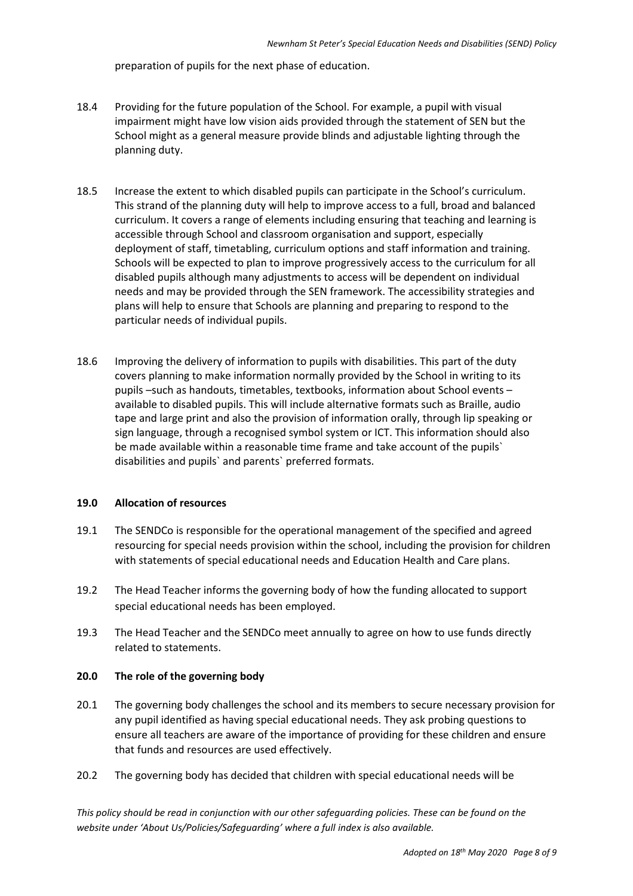preparation of pupils for the next phase of education.

18.4 Providing for the future population of the School. For example, a pupil with visual impairment might have low vision aids provided through the statement of SEN but the School might as a general measure provide blinds and adjustable lighting through the planning duty.

18.5 Increase the extent to which disabled pupils can participate in the School's curriculum. This strand of the planning duty will help to improve access to a full, broad and balanced curriculum. It covers a range of elements including ensuring that teaching and learning is accessible through School and classroom organisation and support, especially deployment of staff, timetabling, curriculum options and staff information and training. Schools will be expected to plan to improve progressively access to the curriculum for all disabled pupils although many adjustments to access will be dependent on individual needs and may be provided through the SEN framework. The accessibility strategies and plans will help to ensure that Schools are planning and preparing to respond to the particular needs of individual pupils.

18.6 Improving the delivery of information to pupils with disabilities. This part of the duty covers planning to make information normally provided by the School in writing to its pupils –such as handouts, timetables, textbooks, information about School events – available to disabled pupils. This will include alternative formats such as Braille, audio tape and large print and also the provision of information orally, through lip speaking or sign language, through a recognised symbol system or ICT. This information should also be made available within a reasonable time frame and take account of the pupils` disabilities and pupils` and parents` preferred formats.

## 19.0 Allocation of resources

19.1 The SENDCo is responsible for the operational management of the specified and agreed resourcing for special needs provision within the school, including the provision for children with statements of special educational needs and Education Health and Care plans.

19.2 The Head Teacher informs the governing body of how the funding allocated to support special educational needs has been employed.

19.3 The Head Teacher and the SENDCo meet annually to agree on how to use funds directly related to statements.

## 20.0 The role of the governing body

20.1 The governing body challenges the school and its members to secure necessary provision for any pupil identified as having special educational needs. They ask probing questions to ensure all teachers are aware of the importance of providing for these children and ensure that funds and resources are used effectively.

20.2 The governing body has decided that children with special educational needs will be

*This policy should be read in conjunction with our other safeguarding policies. These can be found on the website under 'About Us/Policies/Safeguarding' where a full index is also available.*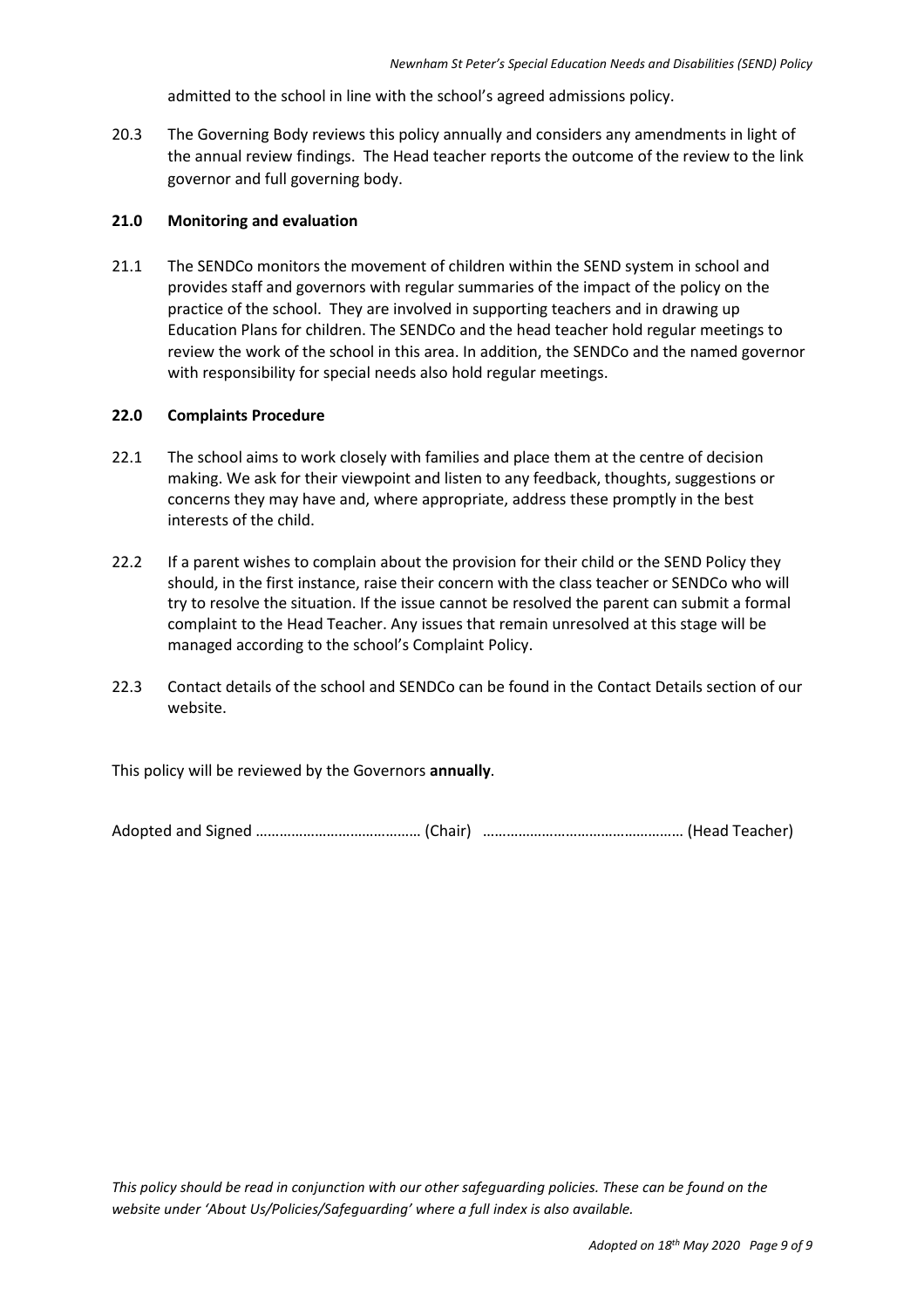admitted to the school in line with the school's agreed admissions policy.

20.3 The Governing Body reviews this policy annually and considers any amendments in light of the annual review findings. The Head teacher reports the outcome of the review to the link governor and full governing body.

### 21.0 Monitoring and evaluation

21.1 The SENDCo monitors the movement of children within the SEND system in school and provides staff and governors with regular summaries of the impact of the policy on the practice of the school. They are involved in supporting teachers and in drawing up Education Plans for children. The SENDCo and the head teacher hold regular meetings to review the work of the school in this area. In addition, the SENDCo and the named governor with responsibility for special needs also hold regular meetings.

### 22.0 Complaints Procedure

22.1 The school aims to work closely with families and place them at the centre of decision making. We ask for their viewpoint and listen to any feedback, thoughts, suggestions or concerns they may have and, where appropriate, address these promptly in the best interests of the child.

22.2 If a parent wishes to complain about the provision for their child or the SEND Policy they should, in the first instance, raise their concern with the class teacher or SENDCo who will try to resolve the situation. If the issue cannot be resolved the parent can submit a formal complaint to the Head Teacher. Any issues that remain unresolved at this stage will be managed according to the school's Complaint Policy.

22.3 Contact details of the school and SENDCo can be found in the Contact Details section of our website.

This policy will be reviewed by the Governors **annually**.

Adopted and Signed …………………………………… (Chair) …………………………………………… (Head Teacher)

*This policy should be read in conjunction with our other safeguarding policies. These can be found on the website under 'About Us/Policies/Safeguarding' where a full index is also available.*

*Adopted on 18th May 2020*